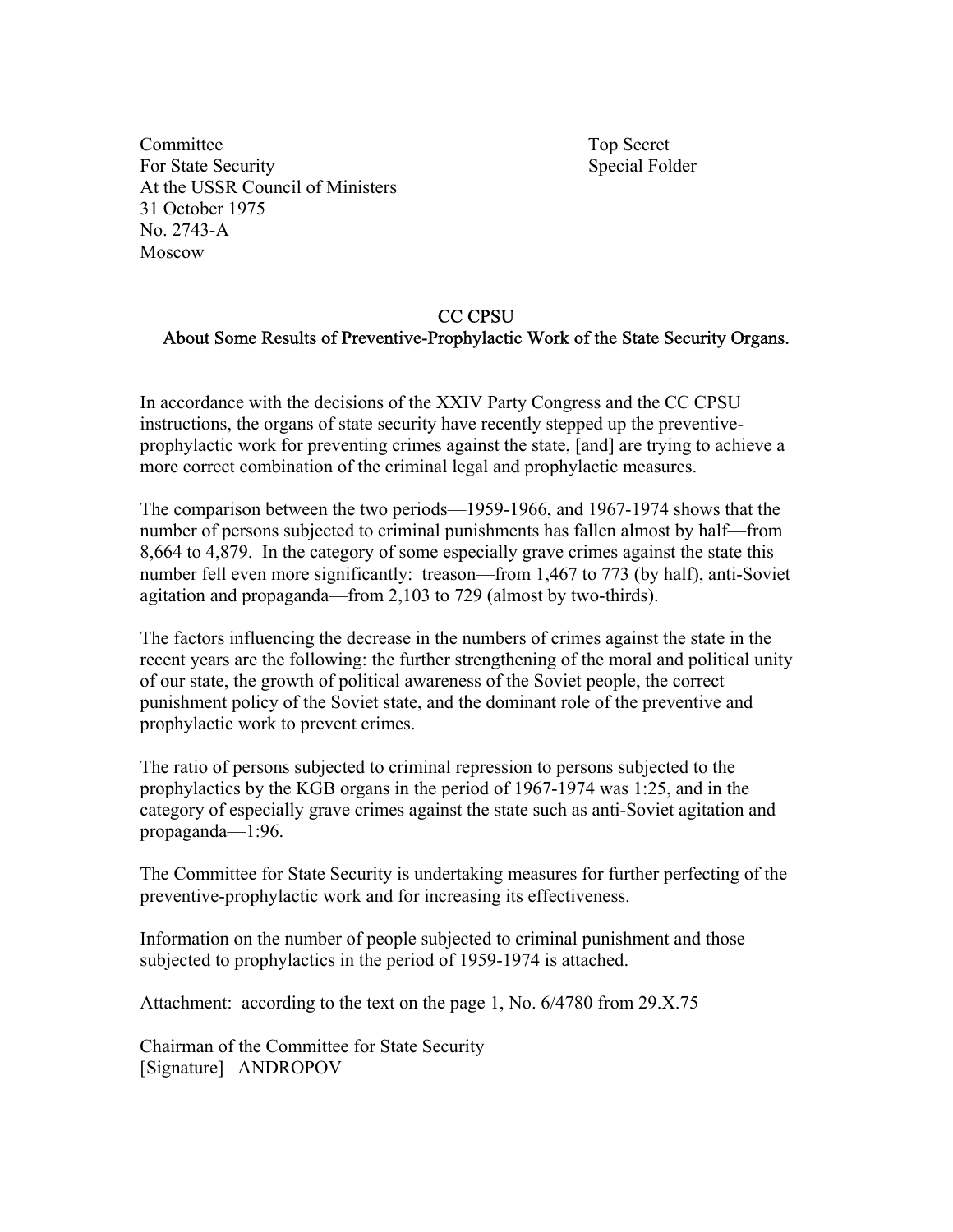Committee
For State Security
At the USSR Council of Ministers
31 October 1975
No. 2743-A
Moscow

Top Secret
Special Folder

## CC CPSU
## About Some Results of Preventive-Prophylactic Work of the State Security Organs.

In accordance with the decisions of the XXIV Party Congress and the CC CPSU instructions, the organs of state security have recently stepped up the preventive-prophylactic work for preventing crimes against the state, [and] are trying to achieve a more correct combination of the criminal legal and prophylactic measures.

The comparison between the two periods—1959-1966, and 1967-1974 shows that the number of persons subjected to criminal punishments has fallen almost by half—from 8,664 to 4,879. In the category of some especially grave crimes against the state this number fell even more significantly: treason—from 1,467 to 773 (by half), anti-Soviet agitation and propaganda—from 2,103 to 729 (almost by two-thirds).

The factors influencing the decrease in the numbers of crimes against the state in the recent years are the following: the further strengthening of the moral and political unity of our state, the growth of political awareness of the Soviet people, the correct punishment policy of the Soviet state, and the dominant role of the preventive and prophylactic work to prevent crimes.

The ratio of persons subjected to criminal repression to persons subjected to the prophylactics by the KGB organs in the period of 1967-1974 was 1:25, and in the category of especially grave crimes against the state such as anti-Soviet agitation and propaganda—1:96.

The Committee for State Security is undertaking measures for further perfecting of the preventive-prophylactic work and for increasing its effectiveness.

Information on the number of people subjected to criminal punishment and those subjected to prophylactics in the period of 1959-1974 is attached.

Attachment: according to the text on the page 1, No. 6/4780 from 29.X.75

Chairman of the Committee for State Security
[Signature] ANDROPOV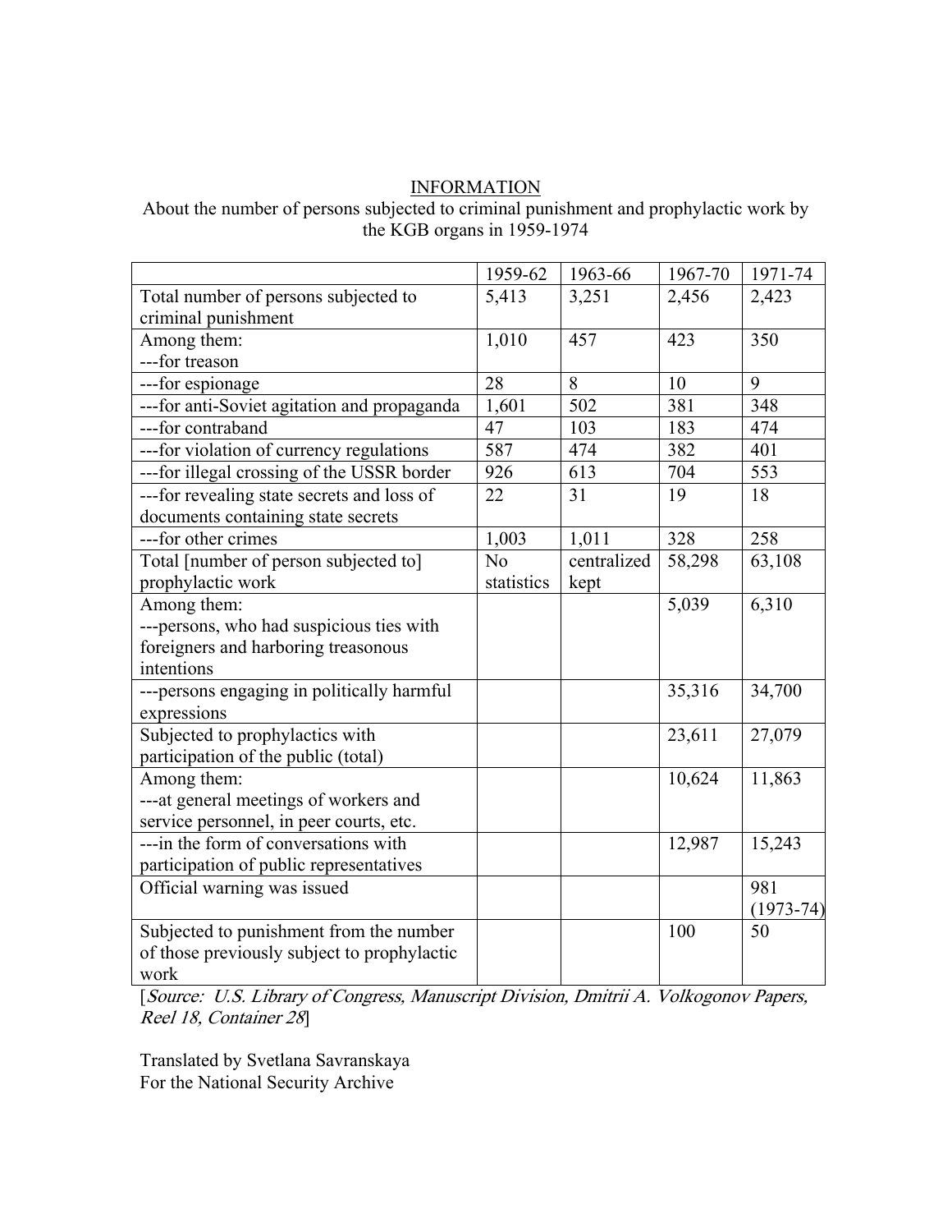INFORMATION

About the number of persons subjected to criminal punishment and prophylactic work by the KGB organs in 1959-1974

| | 1959-62 | 1963-66 | 1967-70 | 1971-74 |
|---|---|---|---|---|
| Total number of persons subjected to criminal punishment | 5,413 | 3,251 | 2,456 | 2,423 |
| Among them:<br>---for treason | 1,010 | 457 | 423 | 350 |
| ---for espionage | 28 | 8 | 10 | 9 |
| ---for anti-Soviet agitation and propaganda | 1,601 | 502 | 381 | 348 |
| ---for contraband | 47 | 103 | 183 | 474 |
| ---for violation of currency regulations | 587 | 474 | 382 | 401 |
| ---for illegal crossing of the USSR border | 926 | 613 | 704 | 553 |
| ---for revealing state secrets and loss of documents containing state secrets | 22 | 31 | 19 | 18 |
| ---for other crimes | 1,003 | 1,011 | 328 | 258 |
| Total [number of person subjected to] prophylactic work | No statistics | centralized kept | 58,298 | 63,108 |
| Among them:<br>---persons, who had suspicious ties with foreigners and harboring treasonous intentions | | | 5,039 | 6,310 |
| ---persons engaging in politically harmful expressions | | | 35,316 | 34,700 |
| Subjected to prophylactics with participation of the public (total) | | | 23,611 | 27,079 |
| Among them:<br>---at general meetings of workers and service personnel, in peer courts, etc. | | | 10,624 | 11,863 |
| ---in the form of conversations with participation of public representatives | | | 12,987 | 15,243 |
| Official warning was issued | | | | 981 (1973-74) |
| Subjected to punishment from the number of those previously subject to prophylactic work | | | 100 | 50 |

[*Source: U.S. Library of Congress, Manuscript Division, Dmitrii A. Volkogonov Papers, Reel 18, Container 28*]

Translated by Svetlana Savranskaya
For the National Security Archive